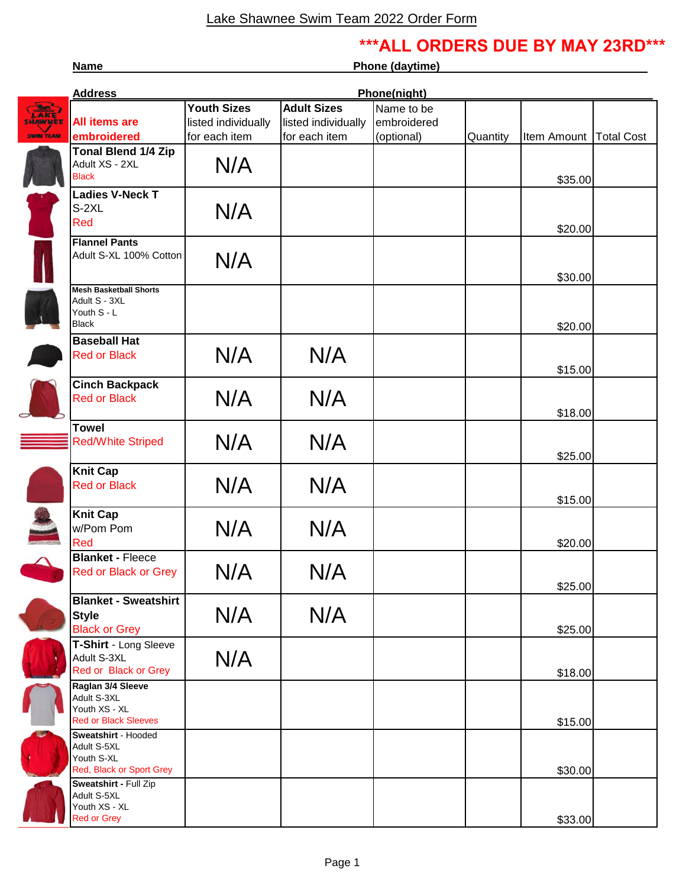# Lake Shawnee Swim Team 2022 Order Form

**\*\*\*ALL ORDERS DUE BY MAY 23RD\*\*\***

**Name** ______________________ **Phone (daytime)** ______________________

**Address** ______________________ **Phone(night)** ______________________

| **All items are embroidered** | **Youth Sizes** listed individually for each item | **Adult Sizes** listed individually for each item | Name to be embroidered (optional) | Quantity | Item Amount | Total Cost |
|---|---|---|---|---|---|---|
| **Tonal Blend 1/4 Zip**<br>Adult XS - 2XL<br>Black | N/A | | | | $35.00 | |
| **Ladies V-Neck T**<br>S-2XL<br>Red | N/A | | | | $20.00 | |
| **Flannel Pants**<br>Adult S-XL 100% Cotton | N/A | | | | $30.00 | |
| **Mesh Basketball Shorts**<br>Adult S - 3XL<br>Youth S - L<br>Black | | | | | $20.00 | |
| **Baseball Hat**<br>Red or Black | N/A | N/A | | | $15.00 | |
| **Cinch Backpack**<br>Red or Black | N/A | N/A | | | $18.00 | |
| **Towel**<br>Red/White Striped | N/A | N/A | | | $25.00 | |
| **Knit Cap**<br>Red or Black | N/A | N/A | | | $15.00 | |
| **Knit Cap**<br>w/Pom Pom<br>Red | N/A | N/A | | | $20.00 | |
| **Blanket** - Fleece<br>Red or Black or Grey | N/A | N/A | | | $25.00 | |
| **Blanket - Sweatshirt Style**<br>Black or Grey | N/A | N/A | | | $25.00 | |
| **T-Shirt** - Long Sleeve<br>Adult S-3XL<br>Red or Black or Grey | N/A | | | | $18.00 | |
| **Raglan 3/4 Sleeve**<br>Adult S-3XL<br>Youth XS - XL<br>Red or Black Sleeves | | | | | $15.00 | |
| **Sweatshirt** - Hooded<br>Adult S-5XL<br>Youth S-XL<br>Red, Black or Sport Grey | | | | | $30.00 | |
| **Sweatshirt** - Full Zip<br>Adult S-5XL<br>Youth XS - XL<br>Red or Grey | | | | | $33.00 | |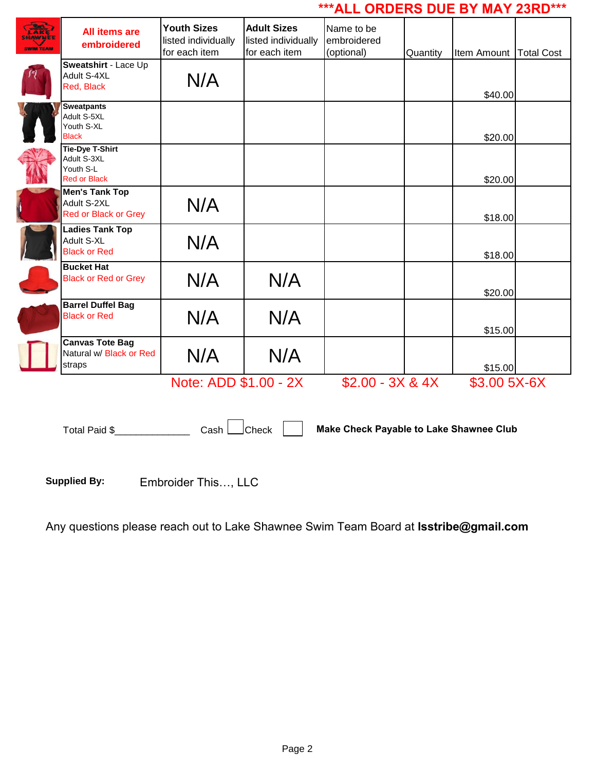***ALL ORDERS DUE BY MAY 23RD***

| All items are embroidered | Youth Sizes listed individually for each item | Adult Sizes listed individually for each item | Name to be embroidered (optional) | Quantity | Item Amount | Total Cost |
|---|---|---|---|---|---|---|
| **Sweatshirt** - Lace Up<br>Adult S-4XL<br>Red, Black | N/A | | | | $40.00 | |
| **Sweatpants**<br>Adult S-5XL<br>Youth S-XL<br>Black | | | | | $20.00 | |
| **Tie-Dye T-Shirt**<br>Adult S-3XL<br>Youth S-L<br>Red or Black | | | | | $20.00 | |
| **Men's Tank Top**<br>Adult S-2XL<br>Red or Black or Grey | N/A | | | | $18.00 | |
| **Ladies Tank Top**<br>Adult S-XL<br>Black or Red | N/A | | | | $18.00 | |
| **Bucket Hat**<br>Black or Red or Grey | N/A | N/A | | | $20.00 | |
| **Barrel Duffel Bag**<br>Black or Red | N/A | N/A | | | $15.00 | |
| **Canvas Tote Bag**<br>Natural w/ Black or Red straps | N/A | N/A | | | $15.00 | |

Note: ADD $1.00 - 2X $2.00 - 3X & 4X $3.00 5X-6X

Total Paid $_____________ Cash ☐ Check ☐ **Make Check Payable to Lake Shawnee Club**

**Supplied By:** Embroider This…, LLC

Any questions please reach out to Lake Shawnee Swim Team Board at **lsstribe@gmail.com**